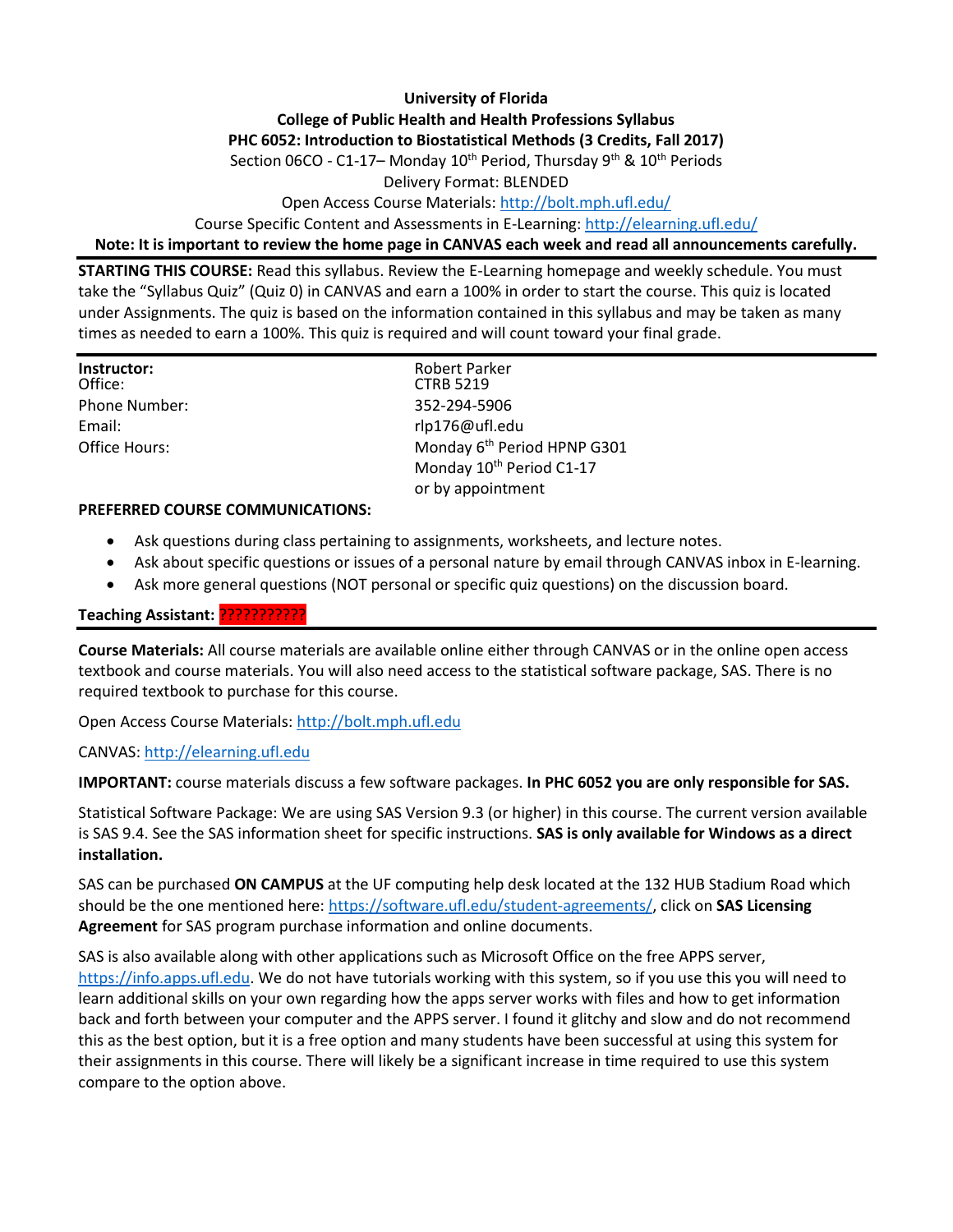**University of Florida**

**College of Public Health and Health Professions Syllabus**

**PHC 6052: Introduction to Biostatistical Methods (3 Credits, Fall 2017)**

Section 06CO - C1-17– Monday 10th Period, Thursday 9th & 10th Periods

Delivery Format: BLENDED

Open Access Course Materials: http://bolt.mph.ufl.edu/

Course Specific Content and Assessments in E-Learning: http://elearning.ufl.edu/

**Note: It is important to review the home page in CANVAS each week and read all announcements carefully.**

---

**STARTING THIS COURSE:** Read this syllabus. Review the E-Learning homepage and weekly schedule. You must take the "Syllabus Quiz" (Quiz 0) in CANVAS and earn a 100% in order to start the course. This quiz is located under Assignments. The quiz is based on the information contained in this syllabus and may be taken as many times as needed to earn a 100%. This quiz is required and will count toward your final grade.

---

| | |
|---|---|
| **Instructor:** | Robert Parker |
| Office: | CTRB 5219 |
| Phone Number: | 352-294-5906 |
| Email: | rlp176@ufl.edu |
| Office Hours: | Monday 6th Period HPNP G301<br>Monday 10th Period C1-17<br>or by appointment |

**PREFERRED COURSE COMMUNICATIONS:**

- Ask questions during class pertaining to assignments, worksheets, and lecture notes.
- Ask about specific questions or issues of a personal nature by email through CANVAS inbox in E-learning.
- Ask more general questions (NOT personal or specific quiz questions) on the discussion board.

**Teaching Assistant:** ??????????

---

**Course Materials:** All course materials are available online either through CANVAS or in the online open access textbook and course materials. You will also need access to the statistical software package, SAS. There is no required textbook to purchase for this course.

Open Access Course Materials: http://bolt.mph.ufl.edu

CANVAS: http://elearning.ufl.edu

**IMPORTANT:** course materials discuss a few software packages. **In PHC 6052 you are only responsible for SAS.**

Statistical Software Package: We are using SAS Version 9.3 (or higher) in this course. The current version available is SAS 9.4. See the SAS information sheet for specific instructions. **SAS is only available for Windows as a direct installation.**

SAS can be purchased **ON CAMPUS** at the UF computing help desk located at the 132 HUB Stadium Road which should be the one mentioned here: https://software.ufl.edu/student-agreements/, click on **SAS Licensing Agreement** for SAS program purchase information and online documents.

SAS is also available along with other applications such as Microsoft Office on the free APPS server, https://info.apps.ufl.edu. We do not have tutorials working with this system, so if you use this you will need to learn additional skills on your own regarding how the apps server works with files and how to get information back and forth between your computer and the APPS server. I found it glitchy and slow and do not recommend this as the best option, but it is a free option and many students have been successful at using this system for their assignments in this course. There will likely be a significant increase in time required to use this system compare to the option above.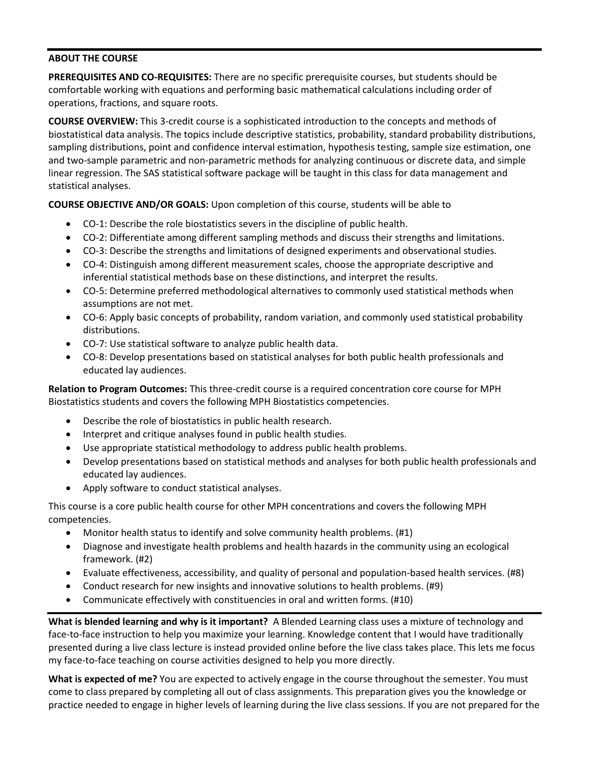## ABOUT THE COURSE

**PREREQUISITES AND CO-REQUISITES:** There are no specific prerequisite courses, but students should be comfortable working with equations and performing basic mathematical calculations including order of operations, fractions, and square roots.

**COURSE OVERVIEW:** This 3-credit course is a sophisticated introduction to the concepts and methods of biostatistical data analysis. The topics include descriptive statistics, probability, standard probability distributions, sampling distributions, point and confidence interval estimation, hypothesis testing, sample size estimation, one and two-sample parametric and non-parametric methods for analyzing continuous or discrete data, and simple linear regression. The SAS statistical software package will be taught in this class for data management and statistical analyses.

**COURSE OBJECTIVE AND/OR GOALS:** Upon completion of this course, students will be able to

- CO-1: Describe the role biostatistics severs in the discipline of public health.
- CO-2: Differentiate among different sampling methods and discuss their strengths and limitations.
- CO-3: Describe the strengths and limitations of designed experiments and observational studies.
- CO-4: Distinguish among different measurement scales, choose the appropriate descriptive and inferential statistical methods base on these distinctions, and interpret the results.
- CO-5: Determine preferred methodological alternatives to commonly used statistical methods when assumptions are not met.
- CO-6: Apply basic concepts of probability, random variation, and commonly used statistical probability distributions.
- CO-7: Use statistical software to analyze public health data.
- CO-8: Develop presentations based on statistical analyses for both public health professionals and educated lay audiences.

**Relation to Program Outcomes:** This three-credit course is a required concentration core course for MPH Biostatistics students and covers the following MPH Biostatistics competencies.

- Describe the role of biostatistics in public health research.
- Interpret and critique analyses found in public health studies.
- Use appropriate statistical methodology to address public health problems.
- Develop presentations based on statistical methods and analyses for both public health professionals and educated lay audiences.
- Apply software to conduct statistical analyses.

This course is a core public health course for other MPH concentrations and covers the following MPH competencies.

- Monitor health status to identify and solve community health problems. (#1)
- Diagnose and investigate health problems and health hazards in the community using an ecological framework. (#2)
- Evaluate effectiveness, accessibility, and quality of personal and population-based health services. (#8)
- Conduct research for new insights and innovative solutions to health problems. (#9)
- Communicate effectively with constituencies in oral and written forms. (#10)

**What is blended learning and why is it important?** A Blended Learning class uses a mixture of technology and face-to-face instruction to help you maximize your learning. Knowledge content that I would have traditionally presented during a live class lecture is instead provided online before the live class takes place. This lets me focus my face-to-face teaching on course activities designed to help you more directly.

**What is expected of me?** You are expected to actively engage in the course throughout the semester. You must come to class prepared by completing all out of class assignments. This preparation gives you the knowledge or practice needed to engage in higher levels of learning during the live class sessions. If you are not prepared for the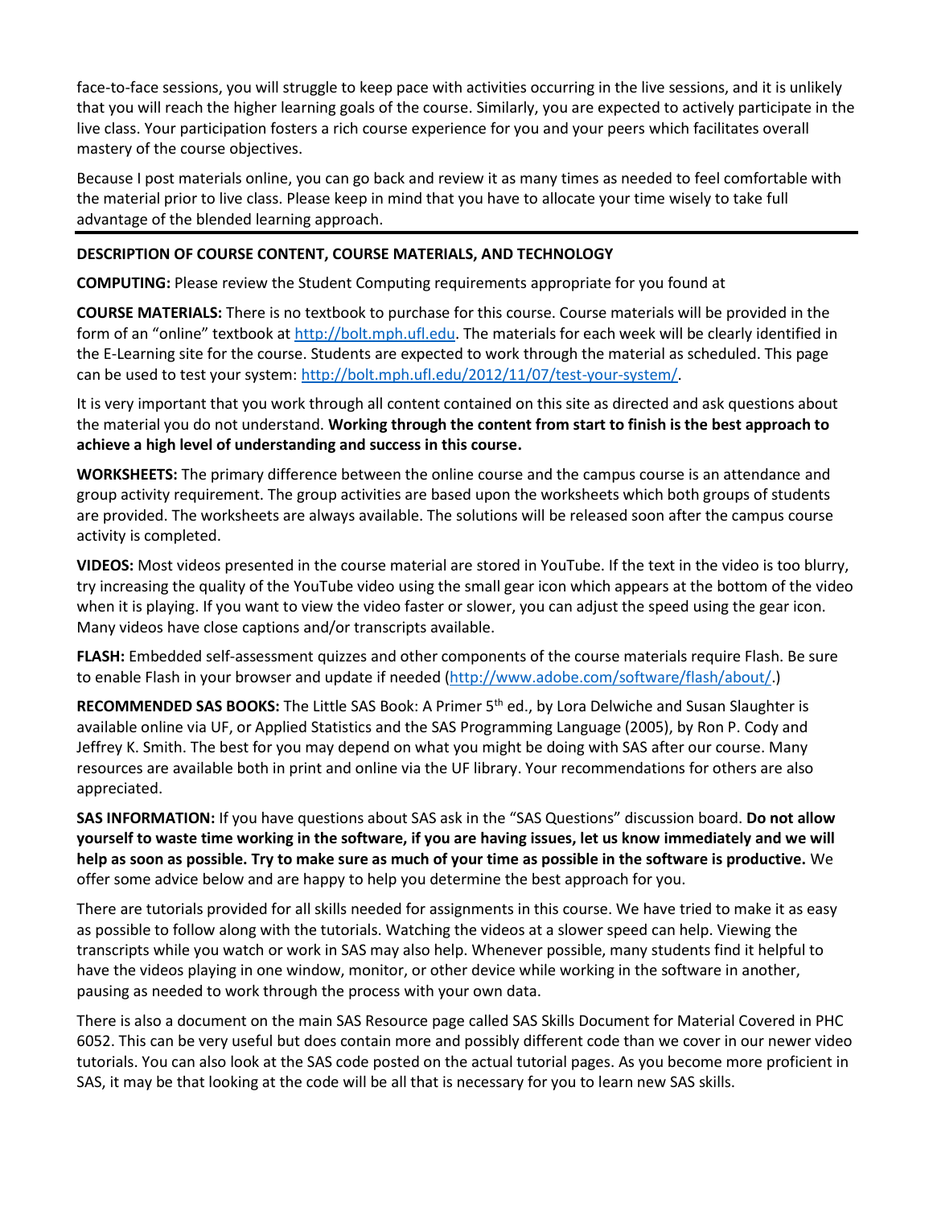face-to-face sessions, you will struggle to keep pace with activities occurring in the live sessions, and it is unlikely that you will reach the higher learning goals of the course. Similarly, you are expected to actively participate in the live class. Your participation fosters a rich course experience for you and your peers which facilitates overall mastery of the course objectives.

Because I post materials online, you can go back and review it as many times as needed to feel comfortable with the material prior to live class. Please keep in mind that you have to allocate your time wisely to take full advantage of the blended learning approach.

---

**DESCRIPTION OF COURSE CONTENT, COURSE MATERIALS, AND TECHNOLOGY**

**COMPUTING:** Please review the Student Computing requirements appropriate for you found at

**COURSE MATERIALS:** There is no textbook to purchase for this course. Course materials will be provided in the form of an "online" textbook at http://bolt.mph.ufl.edu. The materials for each week will be clearly identified in the E-Learning site for the course. Students are expected to work through the material as scheduled. This page can be used to test your system: http://bolt.mph.ufl.edu/2012/11/07/test-your-system/.

It is very important that you work through all content contained on this site as directed and ask questions about the material you do not understand. **Working through the content from start to finish is the best approach to achieve a high level of understanding and success in this course.**

**WORKSHEETS:** The primary difference between the online course and the campus course is an attendance and group activity requirement. The group activities are based upon the worksheets which both groups of students are provided. The worksheets are always available. The solutions will be released soon after the campus course activity is completed.

**VIDEOS:** Most videos presented in the course material are stored in YouTube. If the text in the video is too blurry, try increasing the quality of the YouTube video using the small gear icon which appears at the bottom of the video when it is playing. If you want to view the video faster or slower, you can adjust the speed using the gear icon. Many videos have close captions and/or transcripts available.

**FLASH:** Embedded self-assessment quizzes and other components of the course materials require Flash. Be sure to enable Flash in your browser and update if needed (http://www.adobe.com/software/flash/about/.)

**RECOMMENDED SAS BOOKS:** The Little SAS Book: A Primer 5th ed., by Lora Delwiche and Susan Slaughter is available online via UF, or Applied Statistics and the SAS Programming Language (2005), by Ron P. Cody and Jeffrey K. Smith. The best for you may depend on what you might be doing with SAS after our course. Many resources are available both in print and online via the UF library. Your recommendations for others are also appreciated.

**SAS INFORMATION:** If you have questions about SAS ask in the "SAS Questions" discussion board. **Do not allow yourself to waste time working in the software, if you are having issues, let us know immediately and we will help as soon as possible. Try to make sure as much of your time as possible in the software is productive.** We offer some advice below and are happy to help you determine the best approach for you.

There are tutorials provided for all skills needed for assignments in this course. We have tried to make it as easy as possible to follow along with the tutorials. Watching the videos at a slower speed can help. Viewing the transcripts while you watch or work in SAS may also help. Whenever possible, many students find it helpful to have the videos playing in one window, monitor, or other device while working in the software in another, pausing as needed to work through the process with your own data.

There is also a document on the main SAS Resource page called SAS Skills Document for Material Covered in PHC 6052. This can be very useful but does contain more and possibly different code than we cover in our newer video tutorials. You can also look at the SAS code posted on the actual tutorial pages. As you become more proficient in SAS, it may be that looking at the code will be all that is necessary for you to learn new SAS skills.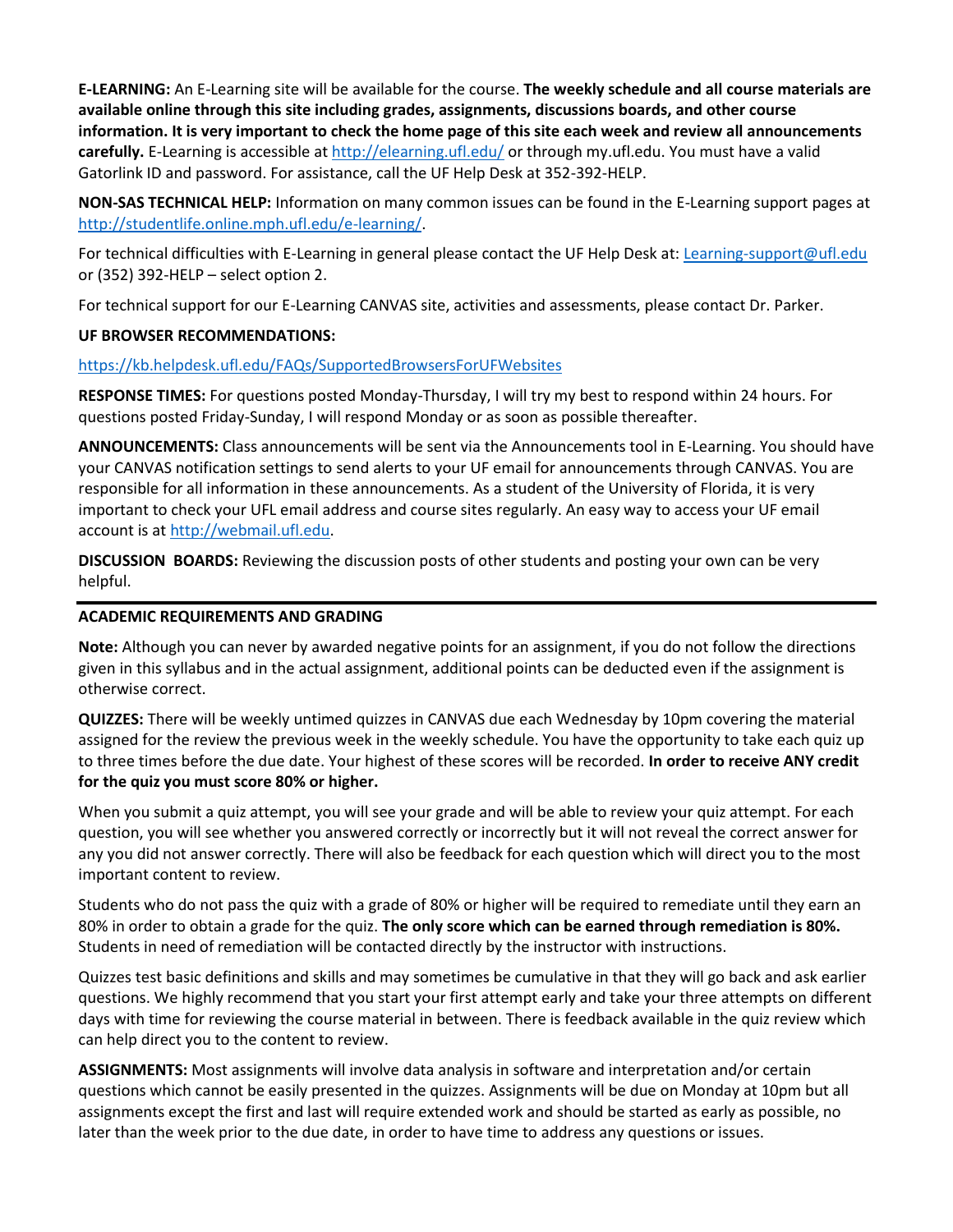**E-LEARNING:** An E-Learning site will be available for the course. **The weekly schedule and all course materials are available online through this site including grades, assignments, discussions boards, and other course information. It is very important to check the home page of this site each week and review all announcements carefully.** E-Learning is accessible at http://elearning.ufl.edu/ or through my.ufl.edu. You must have a valid Gatorlink ID and password. For assistance, call the UF Help Desk at 352-392-HELP.

**NON-SAS TECHNICAL HELP:** Information on many common issues can be found in the E-Learning support pages at http://studentlife.online.mph.ufl.edu/e-learning/.

For technical difficulties with E-Learning in general please contact the UF Help Desk at: Learning-support@ufl.edu or (352) 392-HELP – select option 2.

For technical support for our E-Learning CANVAS site, activities and assessments, please contact Dr. Parker.

**UF BROWSER RECOMMENDATIONS:**

https://kb.helpdesk.ufl.edu/FAQs/SupportedBrowsersForUFWebsites

**RESPONSE TIMES:** For questions posted Monday-Thursday, I will try my best to respond within 24 hours. For questions posted Friday-Sunday, I will respond Monday or as soon as possible thereafter.

**ANNOUNCEMENTS:** Class announcements will be sent via the Announcements tool in E-Learning. You should have your CANVAS notification settings to send alerts to your UF email for announcements through CANVAS. You are responsible for all information in these announcements. As a student of the University of Florida, it is very important to check your UFL email address and course sites regularly. An easy way to access your UF email account is at http://webmail.ufl.edu.

**DISCUSSION BOARDS:** Reviewing the discussion posts of other students and posting your own can be very helpful.

## ACADEMIC REQUIREMENTS AND GRADING

**Note:** Although you can never by awarded negative points for an assignment, if you do not follow the directions given in this syllabus and in the actual assignment, additional points can be deducted even if the assignment is otherwise correct.

**QUIZZES:** There will be weekly untimed quizzes in CANVAS due each Wednesday by 10pm covering the material assigned for the review the previous week in the weekly schedule. You have the opportunity to take each quiz up to three times before the due date. Your highest of these scores will be recorded. **In order to receive ANY credit for the quiz you must score 80% or higher.**

When you submit a quiz attempt, you will see your grade and will be able to review your quiz attempt. For each question, you will see whether you answered correctly or incorrectly but it will not reveal the correct answer for any you did not answer correctly. There will also be feedback for each question which will direct you to the most important content to review.

Students who do not pass the quiz with a grade of 80% or higher will be required to remediate until they earn an 80% in order to obtain a grade for the quiz. **The only score which can be earned through remediation is 80%.** Students in need of remediation will be contacted directly by the instructor with instructions.

Quizzes test basic definitions and skills and may sometimes be cumulative in that they will go back and ask earlier questions. We highly recommend that you start your first attempt early and take your three attempts on different days with time for reviewing the course material in between. There is feedback available in the quiz review which can help direct you to the content to review.

**ASSIGNMENTS:** Most assignments will involve data analysis in software and interpretation and/or certain questions which cannot be easily presented in the quizzes. Assignments will be due on Monday at 10pm but all assignments except the first and last will require extended work and should be started as early as possible, no later than the week prior to the due date, in order to have time to address any questions or issues.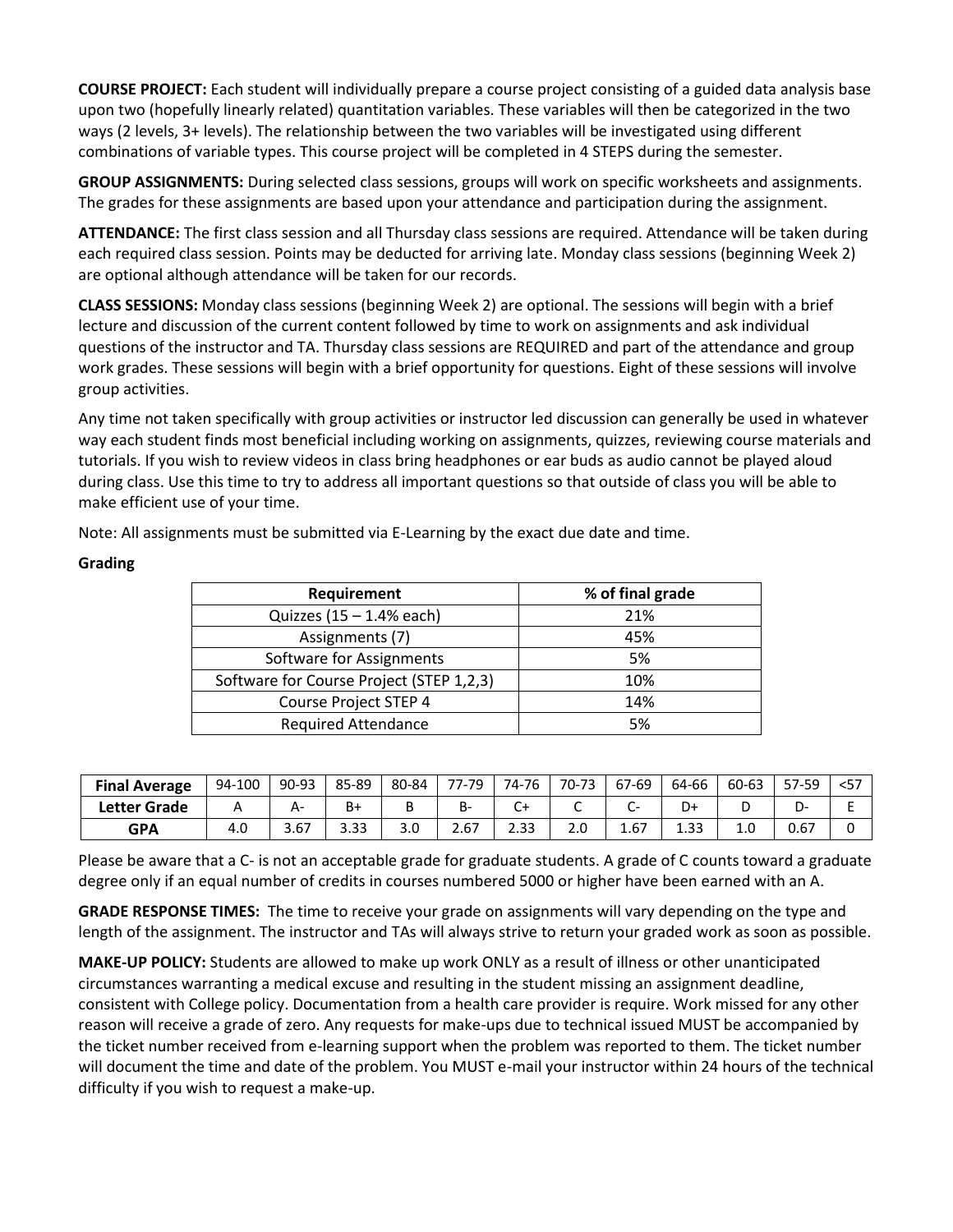**COURSE PROJECT:** Each student will individually prepare a course project consisting of a guided data analysis base upon two (hopefully linearly related) quantitation variables. These variables will then be categorized in the two ways (2 levels, 3+ levels). The relationship between the two variables will be investigated using different combinations of variable types. This course project will be completed in 4 STEPS during the semester.

**GROUP ASSIGNMENTS:** During selected class sessions, groups will work on specific worksheets and assignments. The grades for these assignments are based upon your attendance and participation during the assignment.

**ATTENDANCE:** The first class session and all Thursday class sessions are required. Attendance will be taken during each required class session. Points may be deducted for arriving late. Monday class sessions (beginning Week 2) are optional although attendance will be taken for our records.

**CLASS SESSIONS:** Monday class sessions (beginning Week 2) are optional. The sessions will begin with a brief lecture and discussion of the current content followed by time to work on assignments and ask individual questions of the instructor and TA. Thursday class sessions are REQUIRED and part of the attendance and group work grades. These sessions will begin with a brief opportunity for questions. Eight of these sessions will involve group activities.

Any time not taken specifically with group activities or instructor led discussion can generally be used in whatever way each student finds most beneficial including working on assignments, quizzes, reviewing course materials and tutorials. If you wish to review videos in class bring headphones or ear buds as audio cannot be played aloud during class. Use this time to try to address all important questions so that outside of class you will be able to make efficient use of your time.

Note: All assignments must be submitted via E-Learning by the exact due date and time.

**Grading**

| Requirement | % of final grade |
|---|---|
| Quizzes (15 – 1.4% each) | 21% |
| Assignments (7) | 45% |
| Software for Assignments | 5% |
| Software for Course Project (STEP 1,2,3) | 10% |
| Course Project STEP 4 | 14% |
| Required Attendance | 5% |

| **Final Average** | 94-100 | 90-93 | 85-89 | 80-84 | 77-79 | 74-76 | 70-73 | 67-69 | 64-66 | 60-63 | 57-59 | <57 |
|---|---|---|---|---|---|---|---|---|---|---|---|---|
| **Letter Grade** | A | A- | B+ | B | B- | C+ | C | C- | D+ | D | D- | E |
| **GPA** | 4.0 | 3.67 | 3.33 | 3.0 | 2.67 | 2.33 | 2.0 | 1.67 | 1.33 | 1.0 | 0.67 | 0 |

Please be aware that a C- is not an acceptable grade for graduate students. A grade of C counts toward a graduate degree only if an equal number of credits in courses numbered 5000 or higher have been earned with an A.

**GRADE RESPONSE TIMES:** The time to receive your grade on assignments will vary depending on the type and length of the assignment. The instructor and TAs will always strive to return your graded work as soon as possible.

**MAKE-UP POLICY:** Students are allowed to make up work ONLY as a result of illness or other unanticipated circumstances warranting a medical excuse and resulting in the student missing an assignment deadline, consistent with College policy. Documentation from a health care provider is require. Work missed for any other reason will receive a grade of zero. Any requests for make-ups due to technical issued MUST be accompanied by the ticket number received from e-learning support when the problem was reported to them. The ticket number will document the time and date of the problem. You MUST e-mail your instructor within 24 hours of the technical difficulty if you wish to request a make-up.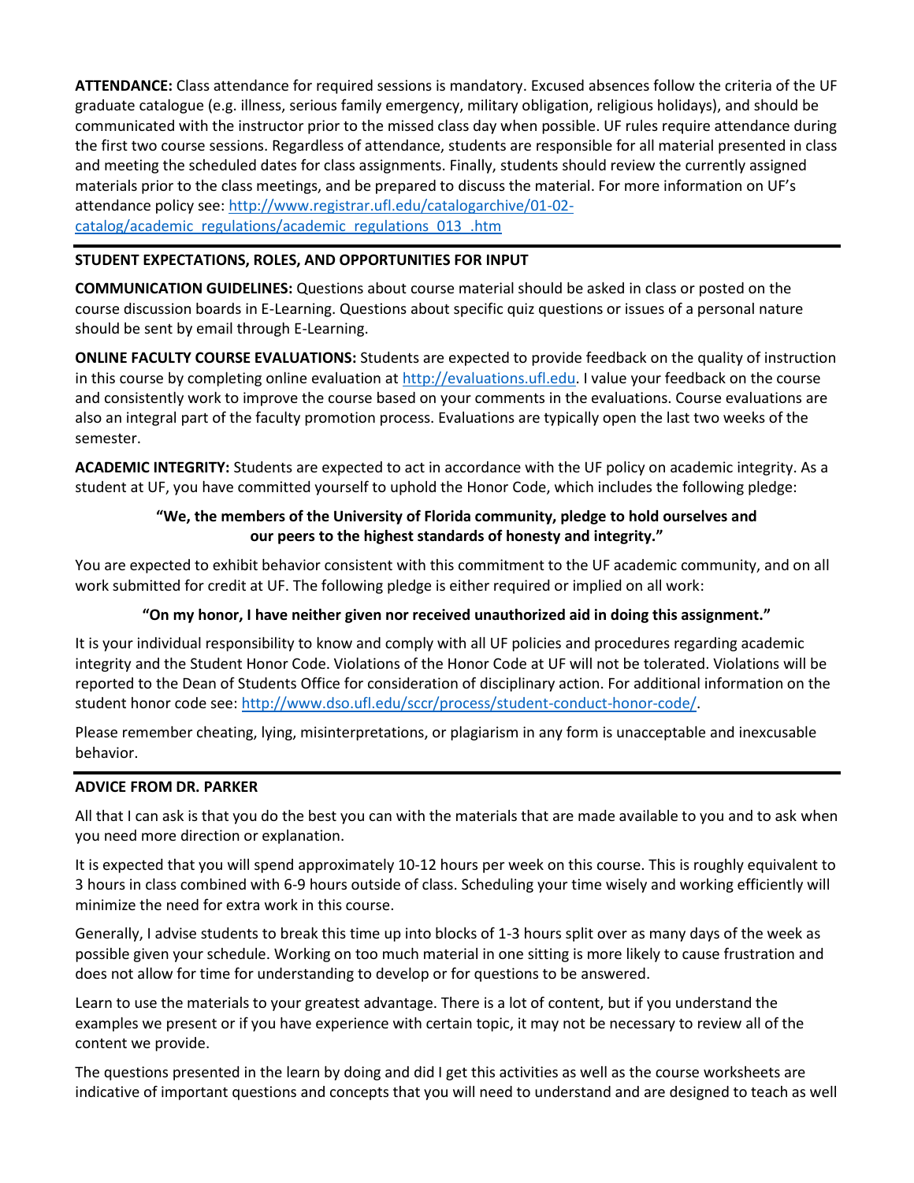**ATTENDANCE:** Class attendance for required sessions is mandatory. Excused absences follow the criteria of the UF graduate catalogue (e.g. illness, serious family emergency, military obligation, religious holidays), and should be communicated with the instructor prior to the missed class day when possible. UF rules require attendance during the first two course sessions. Regardless of attendance, students are responsible for all material presented in class and meeting the scheduled dates for class assignments. Finally, students should review the currently assigned materials prior to the class meetings, and be prepared to discuss the material. For more information on UF's attendance policy see: http://www.registrar.ufl.edu/catalogarchive/01-02-catalog/academic_regulations/academic_regulations_013_.htm

## STUDENT EXPECTATIONS, ROLES, AND OPPORTUNITIES FOR INPUT

**COMMUNICATION GUIDELINES:** Questions about course material should be asked in class or posted on the course discussion boards in E-Learning. Questions about specific quiz questions or issues of a personal nature should be sent by email through E-Learning.

**ONLINE FACULTY COURSE EVALUATIONS:** Students are expected to provide feedback on the quality of instruction in this course by completing online evaluation at http://evaluations.ufl.edu. I value your feedback on the course and consistently work to improve the course based on your comments in the evaluations. Course evaluations are also an integral part of the faculty promotion process. Evaluations are typically open the last two weeks of the semester.

**ACADEMIC INTEGRITY:** Students are expected to act in accordance with the UF policy on academic integrity. As a student at UF, you have committed yourself to uphold the Honor Code, which includes the following pledge:

**"We, the members of the University of Florida community, pledge to hold ourselves and our peers to the highest standards of honesty and integrity."**

You are expected to exhibit behavior consistent with this commitment to the UF academic community, and on all work submitted for credit at UF. The following pledge is either required or implied on all work:

**"On my honor, I have neither given nor received unauthorized aid in doing this assignment."**

It is your individual responsibility to know and comply with all UF policies and procedures regarding academic integrity and the Student Honor Code. Violations of the Honor Code at UF will not be tolerated. Violations will be reported to the Dean of Students Office for consideration of disciplinary action. For additional information on the student honor code see: http://www.dso.ufl.edu/sccr/process/student-conduct-honor-code/.

Please remember cheating, lying, misinterpretations, or plagiarism in any form is unacceptable and inexcusable behavior.

## ADVICE FROM DR. PARKER

All that I can ask is that you do the best you can with the materials that are made available to you and to ask when you need more direction or explanation.

It is expected that you will spend approximately 10-12 hours per week on this course. This is roughly equivalent to 3 hours in class combined with 6-9 hours outside of class. Scheduling your time wisely and working efficiently will minimize the need for extra work in this course.

Generally, I advise students to break this time up into blocks of 1-3 hours split over as many days of the week as possible given your schedule. Working on too much material in one sitting is more likely to cause frustration and does not allow for time for understanding to develop or for questions to be answered.

Learn to use the materials to your greatest advantage. There is a lot of content, but if you understand the examples we present or if you have experience with certain topic, it may not be necessary to review all of the content we provide.

The questions presented in the learn by doing and did I get this activities as well as the course worksheets are indicative of important questions and concepts that you will need to understand and are designed to teach as well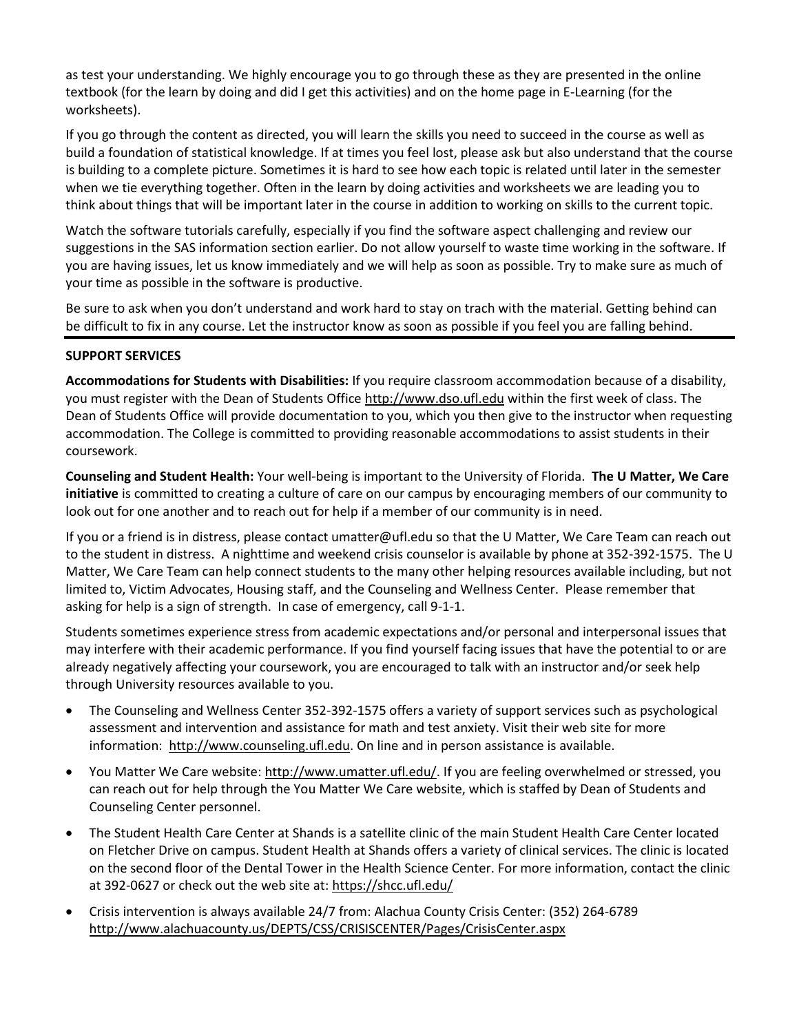as test your understanding. We highly encourage you to go through these as they are presented in the online textbook (for the learn by doing and did I get this activities) and on the home page in E-Learning (for the worksheets).

If you go through the content as directed, you will learn the skills you need to succeed in the course as well as build a foundation of statistical knowledge. If at times you feel lost, please ask but also understand that the course is building to a complete picture. Sometimes it is hard to see how each topic is related until later in the semester when we tie everything together. Often in the learn by doing activities and worksheets we are leading you to think about things that will be important later in the course in addition to working on skills to the current topic.

Watch the software tutorials carefully, especially if you find the software aspect challenging and review our suggestions in the SAS information section earlier. Do not allow yourself to waste time working in the software. If you are having issues, let us know immediately and we will help as soon as possible. Try to make sure as much of your time as possible in the software is productive.

Be sure to ask when you don't understand and work hard to stay on trach with the material. Getting behind can be difficult to fix in any course. Let the instructor know as soon as possible if you feel you are falling behind.

---

**SUPPORT SERVICES**

**Accommodations for Students with Disabilities:** If you require classroom accommodation because of a disability, you must register with the Dean of Students Office http://www.dso.ufl.edu within the first week of class. The Dean of Students Office will provide documentation to you, which you then give to the instructor when requesting accommodation. The College is committed to providing reasonable accommodations to assist students in their coursework.

**Counseling and Student Health:** Your well-being is important to the University of Florida. **The U Matter, We Care initiative** is committed to creating a culture of care on our campus by encouraging members of our community to look out for one another and to reach out for help if a member of our community is in need.

If you or a friend is in distress, please contact umatter@ufl.edu so that the U Matter, We Care Team can reach out to the student in distress. A nighttime and weekend crisis counselor is available by phone at 352-392-1575. The U Matter, We Care Team can help connect students to the many other helping resources available including, but not limited to, Victim Advocates, Housing staff, and the Counseling and Wellness Center. Please remember that asking for help is a sign of strength. In case of emergency, call 9-1-1.

Students sometimes experience stress from academic expectations and/or personal and interpersonal issues that may interfere with their academic performance. If you find yourself facing issues that have the potential to or are already negatively affecting your coursework, you are encouraged to talk with an instructor and/or seek help through University resources available to you.

- The Counseling and Wellness Center 352-392-1575 offers a variety of support services such as psychological assessment and intervention and assistance for math and test anxiety. Visit their web site for more information: http://www.counseling.ufl.edu. On line and in person assistance is available.
- You Matter We Care website: http://www.umatter.ufl.edu/. If you are feeling overwhelmed or stressed, you can reach out for help through the You Matter We Care website, which is staffed by Dean of Students and Counseling Center personnel.
- The Student Health Care Center at Shands is a satellite clinic of the main Student Health Care Center located on Fletcher Drive on campus. Student Health at Shands offers a variety of clinical services. The clinic is located on the second floor of the Dental Tower in the Health Science Center. For more information, contact the clinic at 392-0627 or check out the web site at: https://shcc.ufl.edu/
- Crisis intervention is always available 24/7 from: Alachua County Crisis Center: (352) 264-6789 http://www.alachuacounty.us/DEPTS/CSS/CRISISCENTER/Pages/CrisisCenter.aspx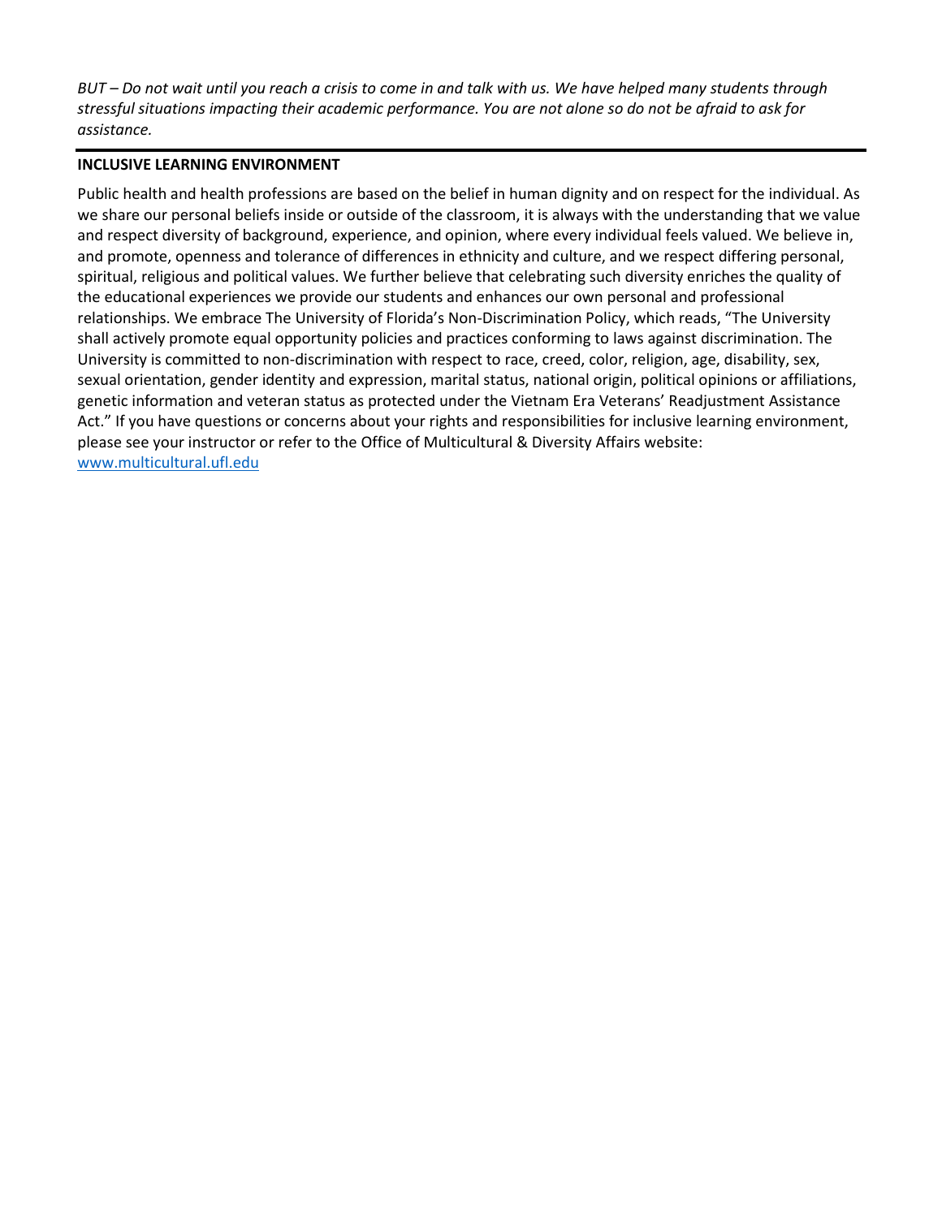*BUT – Do not wait until you reach a crisis to come in and talk with us. We have helped many students through stressful situations impacting their academic performance. You are not alone so do not be afraid to ask for assistance.*

---

**INCLUSIVE LEARNING ENVIRONMENT**

Public health and health professions are based on the belief in human dignity and on respect for the individual. As we share our personal beliefs inside or outside of the classroom, it is always with the understanding that we value and respect diversity of background, experience, and opinion, where every individual feels valued. We believe in, and promote, openness and tolerance of differences in ethnicity and culture, and we respect differing personal, spiritual, religious and political values. We further believe that celebrating such diversity enriches the quality of the educational experiences we provide our students and enhances our own personal and professional relationships. We embrace The University of Florida's Non-Discrimination Policy, which reads, "The University shall actively promote equal opportunity policies and practices conforming to laws against discrimination. The University is committed to non-discrimination with respect to race, creed, color, religion, age, disability, sex, sexual orientation, gender identity and expression, marital status, national origin, political opinions or affiliations, genetic information and veteran status as protected under the Vietnam Era Veterans' Readjustment Assistance Act." If you have questions or concerns about your rights and responsibilities for inclusive learning environment, please see your instructor or refer to the Office of Multicultural & Diversity Affairs website: [www.multicultural.ufl.edu](http://www.multicultural.ufl.edu)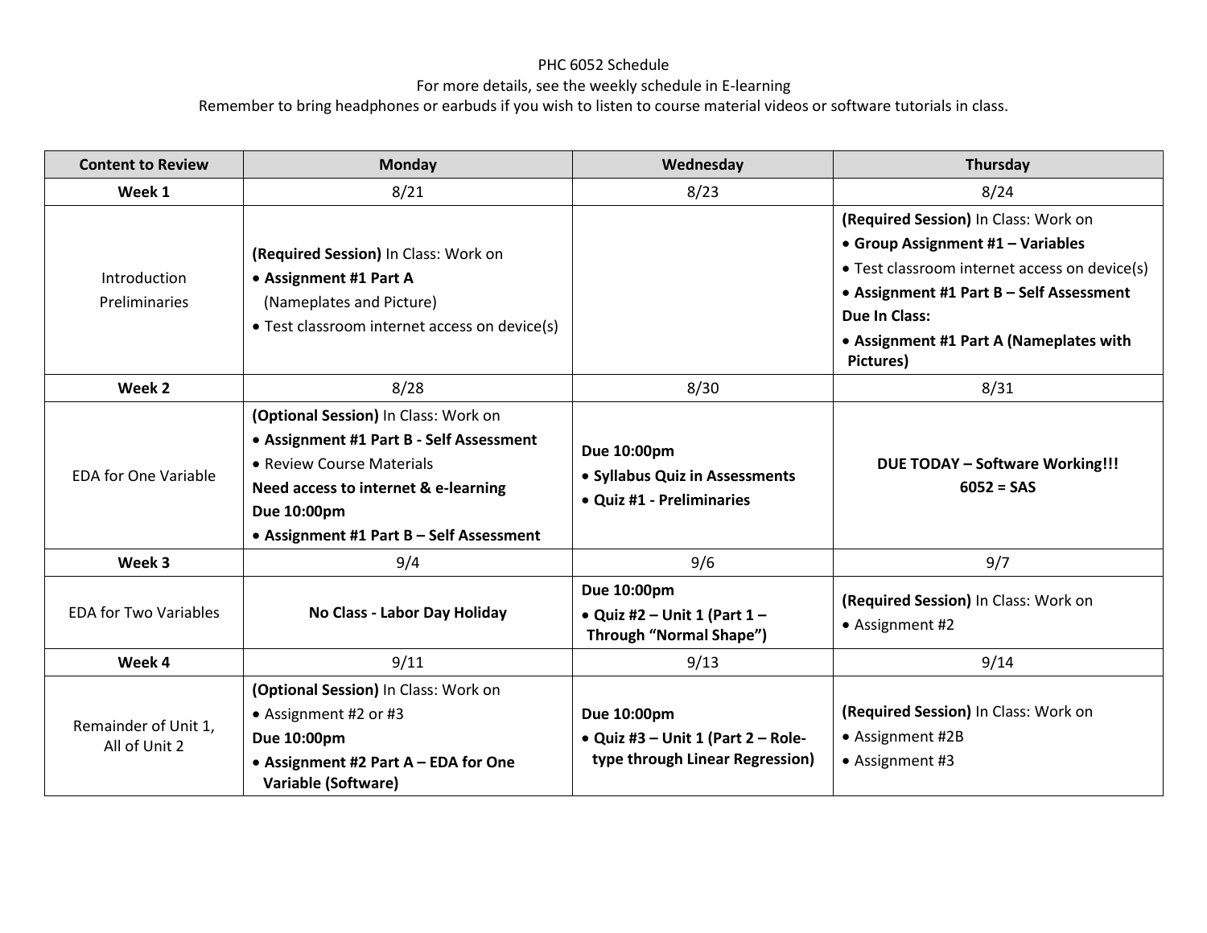PHC 6052 Schedule

For more details, see the weekly schedule in E-learning

Remember to bring headphones or earbuds if you wish to listen to course material videos or software tutorials in class.

| Content to Review | Monday | Wednesday | Thursday |
|---|---|---|---|
| **Week 1** | 8/21 | 8/23 | 8/24 |
| Introduction Preliminaries | **(Required Session)** In Class: Work on<br>• **Assignment #1 Part A** (Nameplates and Picture)<br>• Test classroom internet access on device(s) | | **(Required Session)** In Class: Work on<br>• **Group Assignment #1 – Variables**<br>• Test classroom internet access on device(s)<br>• **Assignment #1 Part B – Self Assessment**<br>**Due In Class:**<br>• **Assignment #1 Part A (Nameplates with Pictures)** |
| **Week 2** | 8/28 | 8/30 | 8/31 |
| EDA for One Variable | **(Optional Session)** In Class: Work on<br>• **Assignment #1 Part B - Self Assessment**<br>• Review Course Materials<br>**Need access to internet & e-learning**<br>**Due 10:00pm**<br>• **Assignment #1 Part B – Self Assessment** | **Due 10:00pm**<br>• **Syllabus Quiz in Assessments**<br>• **Quiz #1 - Preliminaries** | **DUE TODAY – Software Working!!!**<br>**6052 = SAS** |
| **Week 3** | 9/4 | 9/6 | 9/7 |
| EDA for Two Variables | **No Class - Labor Day Holiday** | **Due 10:00pm**<br>• **Quiz #2 – Unit 1 (Part 1 – Through "Normal Shape")** | **(Required Session)** In Class: Work on<br>• Assignment #2 |
| **Week 4** | 9/11 | 9/13 | 9/14 |
| Remainder of Unit 1, All of Unit 2 | **(Optional Session)** In Class: Work on<br>• Assignment #2 or #3<br>**Due 10:00pm**<br>• **Assignment #2 Part A – EDA for One Variable (Software)** | **Due 10:00pm**<br>• **Quiz #3 – Unit 1 (Part 2 – Role-type through Linear Regression)** | **(Required Session)** In Class: Work on<br>• Assignment #2B<br>• Assignment #3 |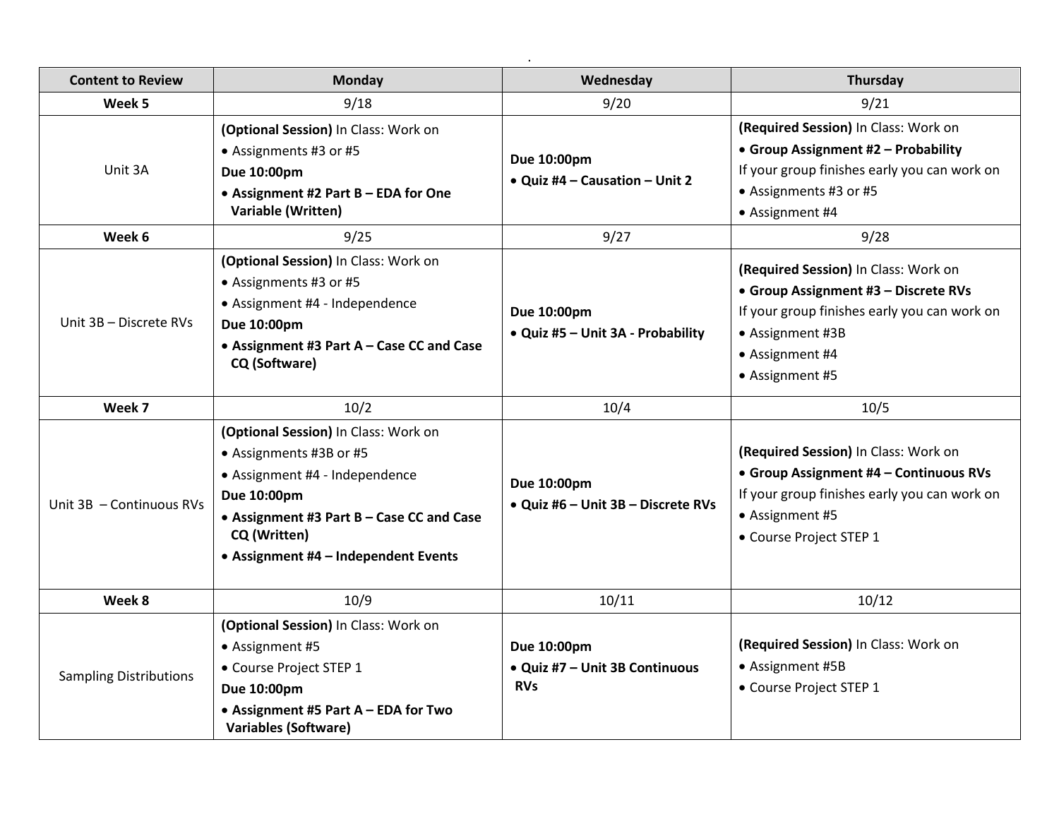| Content to Review | Monday | Wednesday | Thursday |
|---|---|---|---|
| **Week 5** | 9/18 | 9/20 | 9/21 |
| Unit 3A | **(Optional Session)** In Class: Work on<br>• Assignments #3 or #5<br>**Due 10:00pm**<br>**• Assignment #2 Part B – EDA for One Variable (Written)** | **Due 10:00pm**<br>**• Quiz #4 – Causation – Unit 2** | **(Required Session)** In Class: Work on<br>**• Group Assignment #2 – Probability**<br>If your group finishes early you can work on<br>• Assignments #3 or #5<br>• Assignment #4 |
| **Week 6** | 9/25 | 9/27 | 9/28 |
| Unit 3B – Discrete RVs | **(Optional Session)** In Class: Work on<br>• Assignments #3 or #5<br>• Assignment #4 - Independence<br>**Due 10:00pm**<br>**• Assignment #3 Part A – Case CC and Case CQ (Software)** | **Due 10:00pm**<br>**• Quiz #5 – Unit 3A - Probability** | **(Required Session)** In Class: Work on<br>**• Group Assignment #3 – Discrete RVs**<br>If your group finishes early you can work on<br>• Assignment #3B<br>• Assignment #4<br>• Assignment #5 |
| **Week 7** | 10/2 | 10/4 | 10/5 |
| Unit 3B – Continuous RVs | **(Optional Session)** In Class: Work on<br>• Assignments #3B or #5<br>• Assignment #4 - Independence<br>**Due 10:00pm**<br>**• Assignment #3 Part B – Case CC and Case CQ (Written)**<br>**• Assignment #4 – Independent Events** | **Due 10:00pm**<br>**• Quiz #6 – Unit 3B – Discrete RVs** | **(Required Session)** In Class: Work on<br>**• Group Assignment #4 – Continuous RVs**<br>If your group finishes early you can work on<br>• Assignment #5<br>• Course Project STEP 1 |
| **Week 8** | 10/9 | 10/11 | 10/12 |
| Sampling Distributions | **(Optional Session)** In Class: Work on<br>• Assignment #5<br>• Course Project STEP 1<br>**Due 10:00pm**<br>**• Assignment #5 Part A – EDA for Two Variables (Software)** | **Due 10:00pm**<br>**• Quiz #7 – Unit 3B Continuous RVs** | **(Required Session)** In Class: Work on<br>• Assignment #5B<br>• Course Project STEP 1 |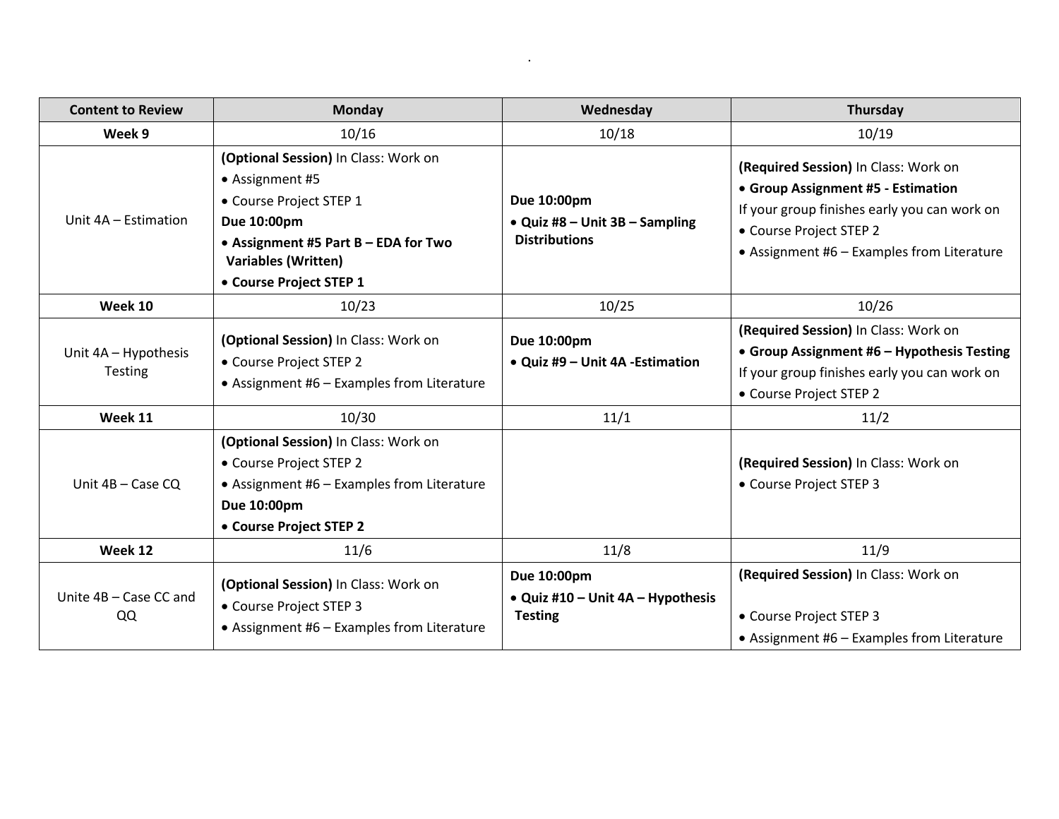| Content to Review | Monday | Wednesday | Thursday |
| --- | --- | --- | --- |
| **Week 9** | 10/16 | 10/18 | 10/19 |
| Unit 4A – Estimation | **(Optional Session)** In Class: Work on<br>• Assignment #5<br>• Course Project STEP 1<br>**Due 10:00pm**<br>**• Assignment #5 Part B – EDA for Two Variables (Written)**<br>**• Course Project STEP 1** | **Due 10:00pm**<br>**• Quiz #8 – Unit 3B – Sampling Distributions** | **(Required Session)** In Class: Work on<br>**• Group Assignment #5 - Estimation**<br>If your group finishes early you can work on<br>• Course Project STEP 2<br>• Assignment #6 – Examples from Literature |
| **Week 10** | 10/23 | 10/25 | 10/26 |
| Unit 4A – Hypothesis Testing | **(Optional Session)** In Class: Work on<br>• Course Project STEP 2<br>• Assignment #6 – Examples from Literature | **Due 10:00pm**<br>**• Quiz #9 – Unit 4A -Estimation** | **(Required Session)** In Class: Work on<br>**• Group Assignment #6 – Hypothesis Testing**<br>If your group finishes early you can work on<br>• Course Project STEP 2 |
| **Week 11** | 10/30 | 11/1 | 11/2 |
| Unit 4B – Case CQ | **(Optional Session)** In Class: Work on<br>• Course Project STEP 2<br>• Assignment #6 – Examples from Literature<br>**Due 10:00pm**<br>**• Course Project STEP 2** | | **(Required Session)** In Class: Work on<br>• Course Project STEP 3 |
| **Week 12** | 11/6 | 11/8 | 11/9 |
| Unite 4B – Case CC and QQ | **(Optional Session)** In Class: Work on<br>• Course Project STEP 3<br>• Assignment #6 – Examples from Literature | **Due 10:00pm**<br>**• Quiz #10 – Unit 4A – Hypothesis Testing** | **(Required Session)** In Class: Work on<br><br>• Course Project STEP 3<br>• Assignment #6 – Examples from Literature |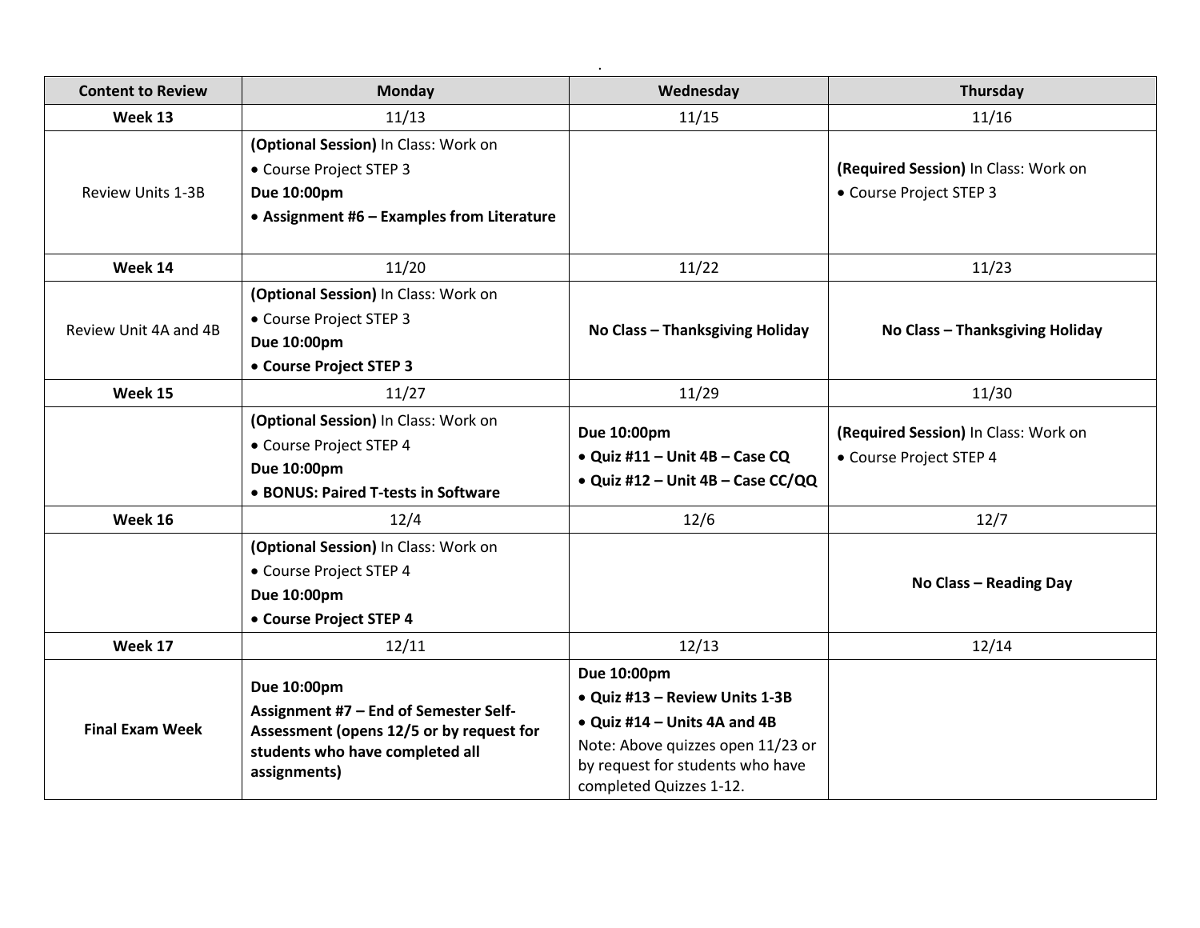.

| Content to Review | Monday | Wednesday | Thursday |
|---|---|---|---|
| **Week 13** | 11/13 | 11/15 | 11/16 |
| Review Units 1-3B | **(Optional Session)** In Class: Work on<br>• Course Project STEP 3<br>**Due 10:00pm**<br>**• Assignment #6 – Examples from Literature** | | **(Required Session)** In Class: Work on<br>• Course Project STEP 3 |
| **Week 14** | 11/20 | 11/22 | 11/23 |
| Review Unit 4A and 4B | **(Optional Session)** In Class: Work on<br>• Course Project STEP 3<br>**Due 10:00pm**<br>**• Course Project STEP 3** | **No Class – Thanksgiving Holiday** | **No Class – Thanksgiving Holiday** |
| **Week 15** | 11/27 | 11/29 | 11/30 |
| | **(Optional Session)** In Class: Work on<br>• Course Project STEP 4<br>**Due 10:00pm**<br>**• BONUS: Paired T-tests in Software** | **Due 10:00pm**<br>**• Quiz #11 – Unit 4B – Case CQ**<br>**• Quiz #12 – Unit 4B – Case CC/QQ** | **(Required Session)** In Class: Work on<br>• Course Project STEP 4 |
| **Week 16** | 12/4 | 12/6 | 12/7 |
| | **(Optional Session)** In Class: Work on<br>• Course Project STEP 4<br>**Due 10:00pm**<br>**• Course Project STEP 4** | | **No Class – Reading Day** |
| **Week 17** | 12/11 | 12/13 | 12/14 |
| **Final Exam Week** | **Due 10:00pm**<br>**Assignment #7 – End of Semester Self-Assessment (opens 12/5 or by request for students who have completed all assignments)** | **Due 10:00pm**<br>**• Quiz #13 – Review Units 1-3B**<br>**• Quiz #14 – Units 4A and 4B**<br>Note: Above quizzes open 11/23 or by request for students who have completed Quizzes 1-12. | |